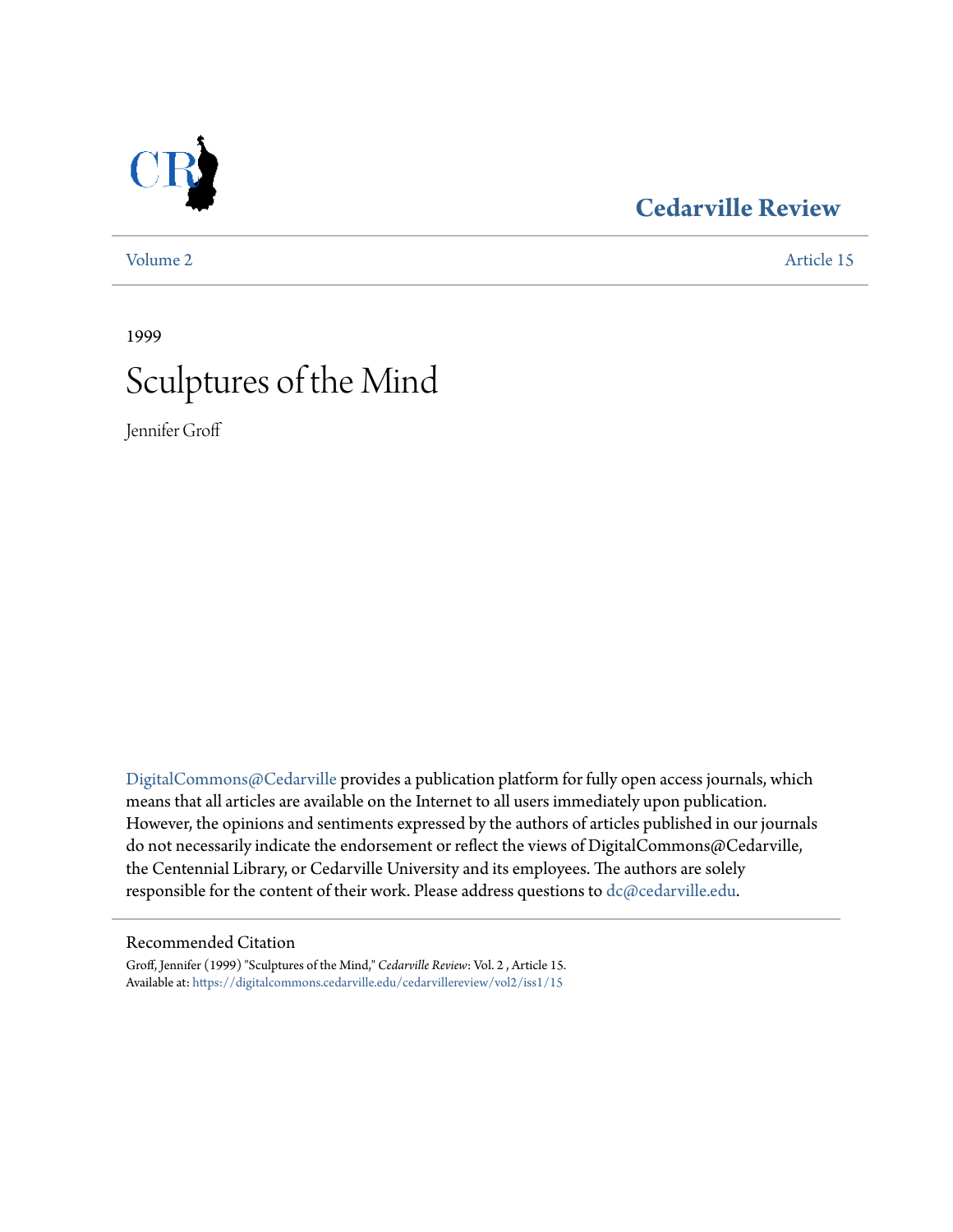# Cedarville Review

Volume 2 Article 15

1999

# Sculptures of the Mind

Jennifer Groff

DigitalCommons@Cedarville provides a publication platform for fully open access journals, which means that all articles are available on the Internet to all users immediately upon publication. However, the opinions and sentiments expressed by the authors of articles published in our journals do not necessarily indicate the endorsement or reflect the views of DigitalCommons@Cedarville, the Centennial Library, or Cedarville University and its employees. The authors are solely responsible for the content of their work. Please address questions to dc@cedarville.edu.

## Recommended Citation

Groff, Jennifer (1999) "Sculptures of the Mind," *Cedarville Review*: Vol. 2 , Article 15.
Available at: https://digitalcommons.cedarville.edu/cedarvillereview/vol2/iss1/15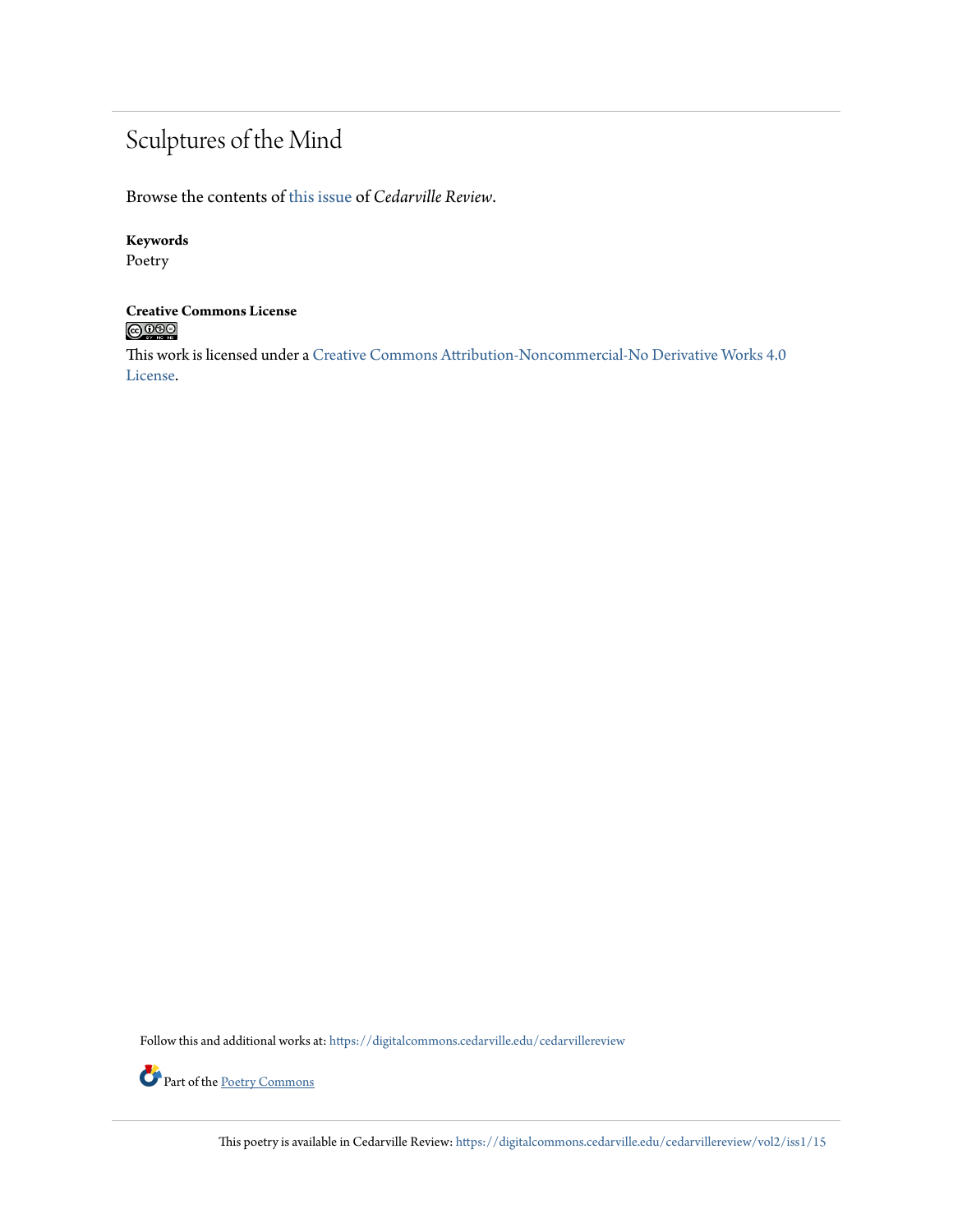# Sculptures of the Mind

Browse the contents of this issue of *Cedarville Review*.

**Keywords**
Poetry

**Creative Commons License**

This work is licensed under a Creative Commons Attribution-Noncommercial-No Derivative Works 4.0 License.

Follow this and additional works at: https://digitalcommons.cedarville.edu/cedarvillereview

Part of the Poetry Commons

This poetry is available in Cedarville Review: https://digitalcommons.cedarville.edu/cedarvillereview/vol2/iss1/15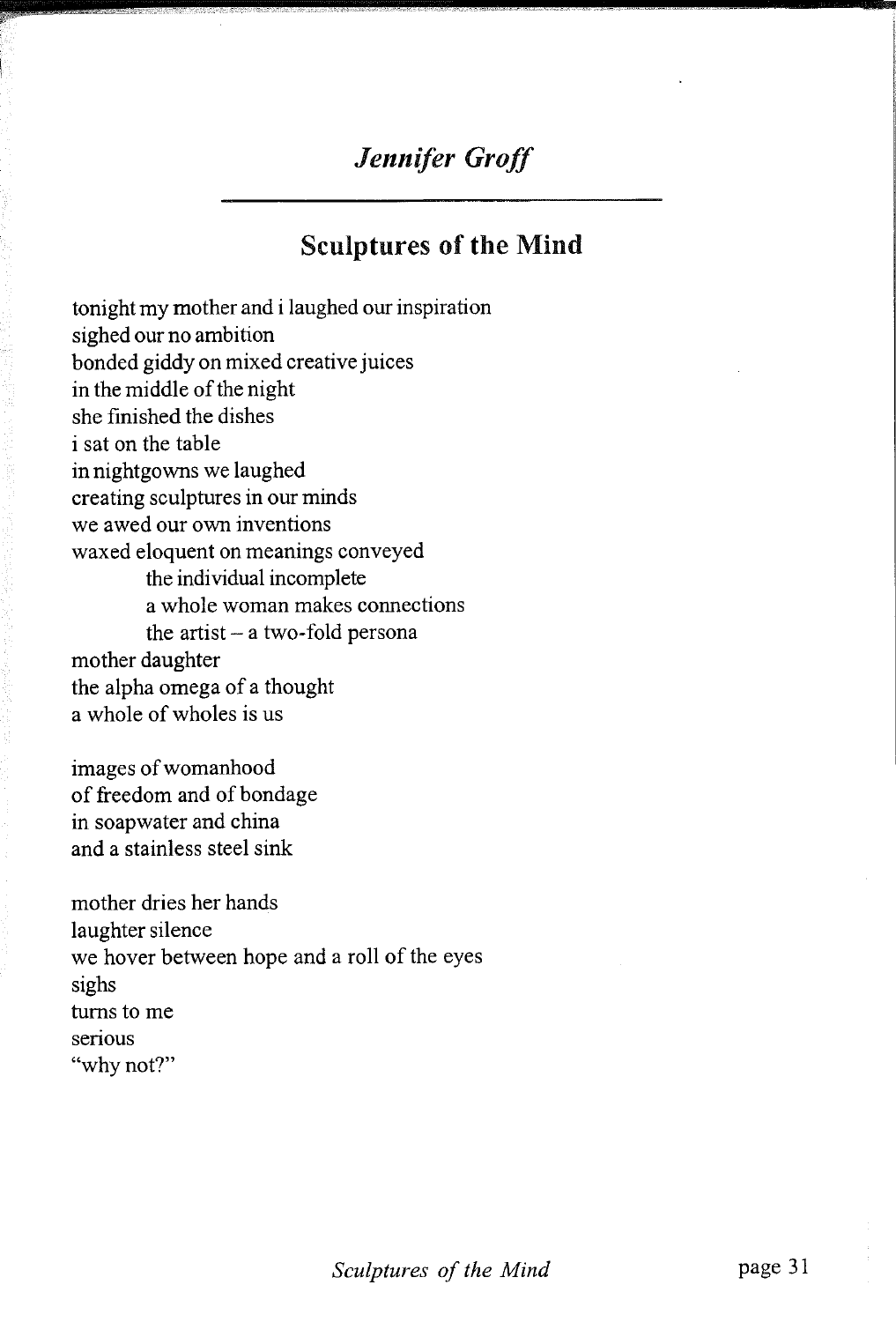*Jennifer Groff*

## Sculptures of the Mind

tonight my mother and i laughed our inspiration  
sighed our no ambition  
bonded giddy on mixed creative juices  
in the middle of the night  
she finished the dishes  
i sat on the table  
in nightgowns we laughed  
creating sculptures in our minds  
we awed our own inventions  
waxed eloquent on meanings conveyed  
&nbsp;&nbsp;&nbsp;&nbsp;&nbsp;&nbsp;&nbsp;&nbsp;the individual incomplete  
&nbsp;&nbsp;&nbsp;&nbsp;&nbsp;&nbsp;&nbsp;&nbsp;a whole woman makes connections  
&nbsp;&nbsp;&nbsp;&nbsp;&nbsp;&nbsp;&nbsp;&nbsp;the artist – a two-fold persona  
mother daughter  
the alpha omega of a thought  
a whole of wholes is us

images of womanhood  
of freedom and of bondage  
in soapwater and china  
and a stainless steel sink

mother dries her hands  
laughter silence  
we hover between hope and a roll of the eyes  
sighs  
turns to me  
serious  
"why not?"